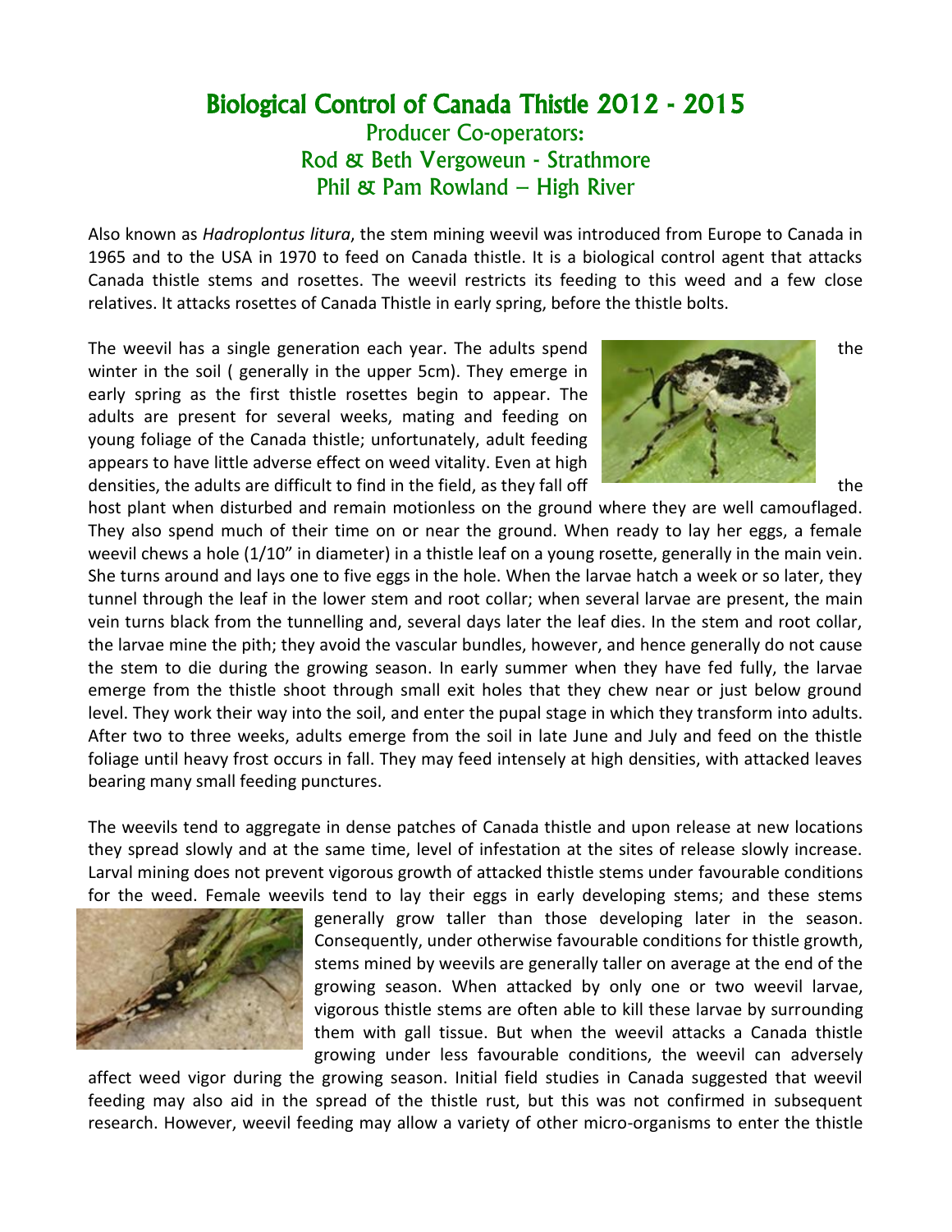# Biological Control of Canada Thistle 2012 - 2015

## Producer Co-operators:
## Rod & Beth Vergoweun - Strathmore
## Phil & Pam Rowland – High River

Also known as *Hadroplontus litura*, the stem mining weevil was introduced from Europe to Canada in 1965 and to the USA in 1970 to feed on Canada thistle. It is a biological control agent that attacks Canada thistle stems and rosettes. The weevil restricts its feeding to this weed and a few close relatives. It attacks rosettes of Canada Thistle in early spring, before the thistle bolts.

The weevil has a single generation each year. The adults spend the winter in the soil ( generally in the upper 5cm). They emerge in early spring as the first thistle rosettes begin to appear. The adults are present for several weeks, mating and feeding on young foliage of the Canada thistle; unfortunately, adult feeding appears to have little adverse effect on weed vitality. Even at high densities, the adults are difficult to find in the field, as they fall off the host plant when disturbed and remain motionless on the ground where they are well camouflaged. They also spend much of their time on or near the ground. When ready to lay her eggs, a female weevil chews a hole (1/10" in diameter) in a thistle leaf on a young rosette, generally in the main vein. She turns around and lays one to five eggs in the hole. When the larvae hatch a week or so later, they tunnel through the leaf in the lower stem and root collar; when several larvae are present, the main vein turns black from the tunnelling and, several days later the leaf dies. In the stem and root collar, the larvae mine the pith; they avoid the vascular bundles, however, and hence generally do not cause the stem to die during the growing season. In early summer when they have fed fully, the larvae emerge from the thistle shoot through small exit holes that they chew near or just below ground level. They work their way into the soil, and enter the pupal stage in which they transform into adults. After two to three weeks, adults emerge from the soil in late June and July and feed on the thistle foliage until heavy frost occurs in fall. They may feed intensely at high densities, with attacked leaves bearing many small feeding punctures.

The weevils tend to aggregate in dense patches of Canada thistle and upon release at new locations they spread slowly and at the same time, level of infestation at the sites of release slowly increase. Larval mining does not prevent vigorous growth of attacked thistle stems under favourable conditions for the weed. Female weevils tend to lay their eggs in early developing stems; and these stems generally grow taller than those developing later in the season. Consequently, under otherwise favourable conditions for thistle growth, stems mined by weevils are generally taller on average at the end of the growing season. When attacked by only one or two weevil larvae, vigorous thistle stems are often able to kill these larvae by surrounding them with gall tissue. But when the weevil attacks a Canada thistle growing under less favourable conditions, the weevil can adversely affect weed vigor during the growing season. Initial field studies in Canada suggested that weevil feeding may also aid in the spread of the thistle rust, but this was not confirmed in subsequent research. However, weevil feeding may allow a variety of other micro-organisms to enter the thistle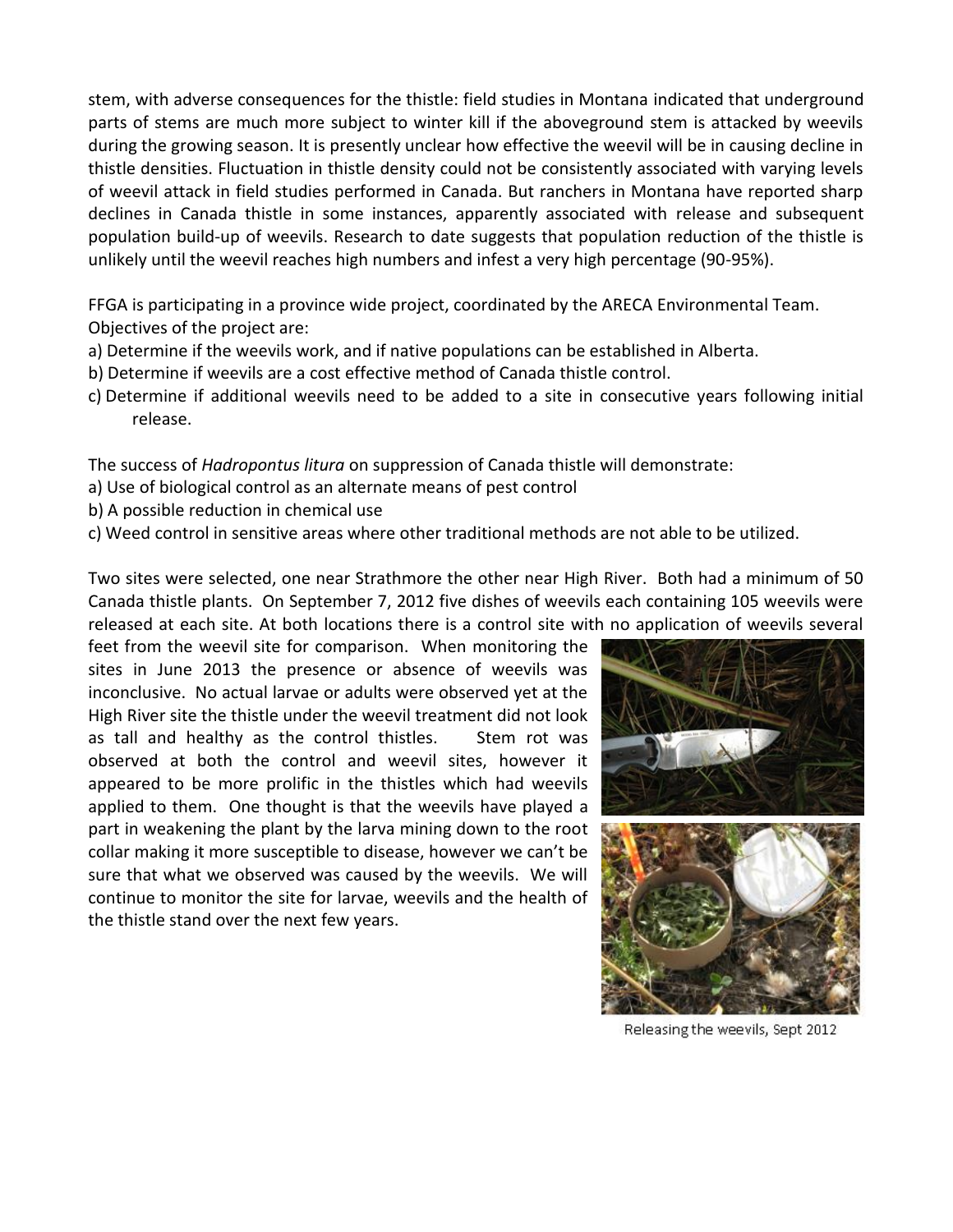stem, with adverse consequences for the thistle: field studies in Montana indicated that underground parts of stems are much more subject to winter kill if the aboveground stem is attacked by weevils during the growing season. It is presently unclear how effective the weevil will be in causing decline in thistle densities. Fluctuation in thistle density could not be consistently associated with varying levels of weevil attack in field studies performed in Canada. But ranchers in Montana have reported sharp declines in Canada thistle in some instances, apparently associated with release and subsequent population build-up of weevils. Research to date suggests that population reduction of the thistle is unlikely until the weevil reaches high numbers and infest a very high percentage (90-95%).

FFGA is participating in a province wide project, coordinated by the ARECA Environmental Team. Objectives of the project are:

a) Determine if the weevils work, and if native populations can be established in Alberta.
b) Determine if weevils are a cost effective method of Canada thistle control.
c) Determine if additional weevils need to be added to a site in consecutive years following initial release.

The success of *Hadropontus litura* on suppression of Canada thistle will demonstrate:

a) Use of biological control as an alternate means of pest control
b) A possible reduction in chemical use
c) Weed control in sensitive areas where other traditional methods are not able to be utilized.

Two sites were selected, one near Strathmore the other near High River. Both had a minimum of 50 Canada thistle plants. On September 7, 2012 five dishes of weevils each containing 105 weevils were released at each site. At both locations there is a control site with no application of weevils several feet from the weevil site for comparison. When monitoring the sites in June 2013 the presence or absence of weevils was inconclusive. No actual larvae or adults were observed yet at the High River site the thistle under the weevil treatment did not look as tall and healthy as the control thistles. Stem rot was observed at both the control and weevil sites, however it appeared to be more prolific in the thistles which had weevils applied to them. One thought is that the weevils have played a part in weakening the plant by the larva mining down to the root collar making it more susceptible to disease, however we can't be sure that what we observed was caused by the weevils. We will continue to monitor the site for larvae, weevils and the health of the thistle stand over the next few years.

Releasing the weevils, Sept 2012